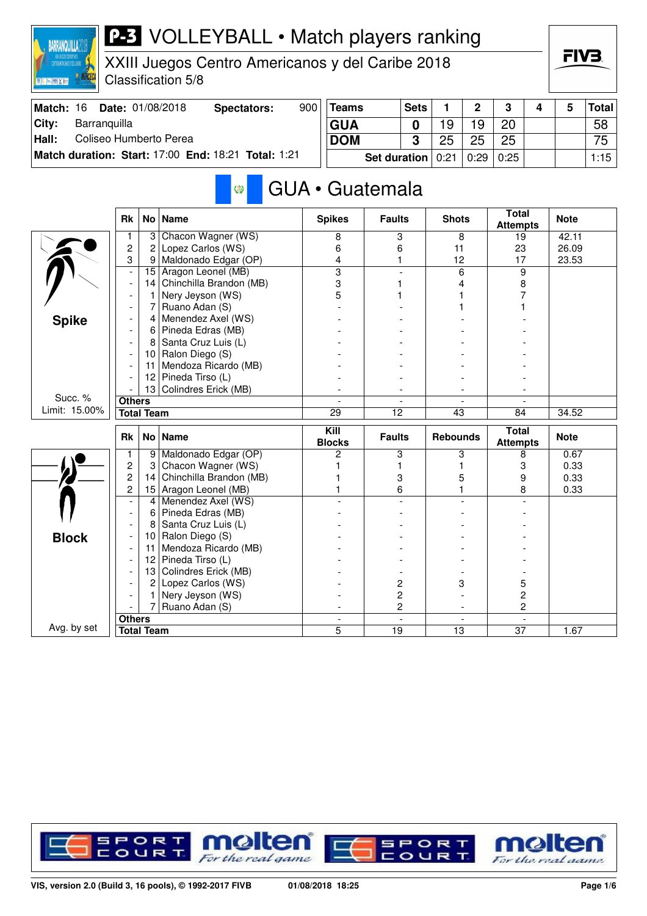# P-3 VOLLEYBALL • Match players ranking

XXIII Juegos Centro Americanos y del Caribe 2018
Classification 5/8

| | | | |
|---|---|---|---|
| **Match:** 16 | **Date:** 01/08/2018 | **Spectators:** | 900 |
| **City:** | Barranquilla | | |
| **Hall:** | Coliseo Humberto Perea | | |
| **Match duration:** | **Start:** 17:00 | **End:** 18:21 | **Total:** 1:21 |

| Teams | Sets | 1 | 2 | 3 | 4 | 5 | Total |
|---|---|---|---|---|---|---|---|
| GUA | 0 | 19 | 19 | 20 | | | 58 |
| DOM | 3 | 25 | 25 | 25 | | | 75 |
| | Set duration | 0:21 | 0:29 | 0:25 | | | 1:15 |

## GUA • Guatemala

### Spike

Succ. % Limit: 15.00%

| Rk | No | Name | Spikes | Faults | Shots | Total Attempts | Note |
|---|---|---|---|---|---|---|---|
| 1 | 3 | Chacon Wagner (WS) | 8 | 3 | 8 | 19 | 42.11 |
| 2 | 2 | Lopez Carlos (WS) | 6 | 6 | 11 | 23 | 26.09 |
| 3 | 9 | Maldonado Edgar (OP) | 4 | 1 | 12 | 17 | 23.53 |
| - | 15 | Aragon Leonel (MB) | 3 | - | 6 | 9 | |
| - | 14 | Chinchilla Brandon (MB) | 3 | 1 | 4 | 8 | |
| - | 1 | Nery Jeyson (WS) | 5 | 1 | 1 | 7 | |
| - | 7 | Ruano Adan (S) | - | - | 1 | 1 | |
| - | 4 | Menendez Axel (WS) | - | - | - | - | |
| - | 6 | Pineda Edras (MB) | - | - | - | - | |
| - | 8 | Santa Cruz Luis (L) | - | - | - | - | |
| - | 10 | Ralon Diego (S) | - | - | - | - | |
| - | 11 | Mendoza Ricardo (MB) | - | - | - | - | |
| - | 12 | Pineda Tirso (L) | - | - | - | - | |
| - | 13 | Colindres Erick (MB) | - | - | - | - | |
| Others | | | - | - | - | - | |
| Total Team | | | 29 | 12 | 43 | 84 | 34.52 |

### Block

Avg. by set

| Rk | No | Name | Kill Blocks | Faults | Rebounds | Total Attempts | Note |
|---|---|---|---|---|---|---|---|
| 1 | 9 | Maldonado Edgar (OP) | 2 | 3 | 3 | 8 | 0.67 |
| 2 | 3 | Chacon Wagner (WS) | 1 | 1 | 1 | 3 | 0.33 |
| 2 | 14 | Chinchilla Brandon (MB) | 1 | 3 | 5 | 9 | 0.33 |
| 2 | 15 | Aragon Leonel (MB) | 1 | 6 | 1 | 8 | 0.33 |
| - | 4 | Menendez Axel (WS) | - | - | - | - | |
| - | 6 | Pineda Edras (MB) | - | - | - | - | |
| - | 8 | Santa Cruz Luis (L) | - | - | - | - | |
| - | 10 | Ralon Diego (S) | - | - | - | - | |
| - | 11 | Mendoza Ricardo (MB) | - | - | - | - | |
| - | 12 | Pineda Tirso (L) | - | - | - | - | |
| - | 13 | Colindres Erick (MB) | - | - | - | - | |
| - | 2 | Lopez Carlos (WS) | - | 2 | 3 | 5 | |
| - | 1 | Nery Jeyson (WS) | - | 2 | - | 2 | |
| - | 7 | Ruano Adan (S) | - | 2 | - | 2 | |
| Others | | | - | - | - | - | |
| Total Team | | | 5 | 19 | 13 | 37 | 1.67 |

VIS, version 2.0 (Build 3, 16 pools), © 1992-2017 FIVB — 01/08/2018 18:25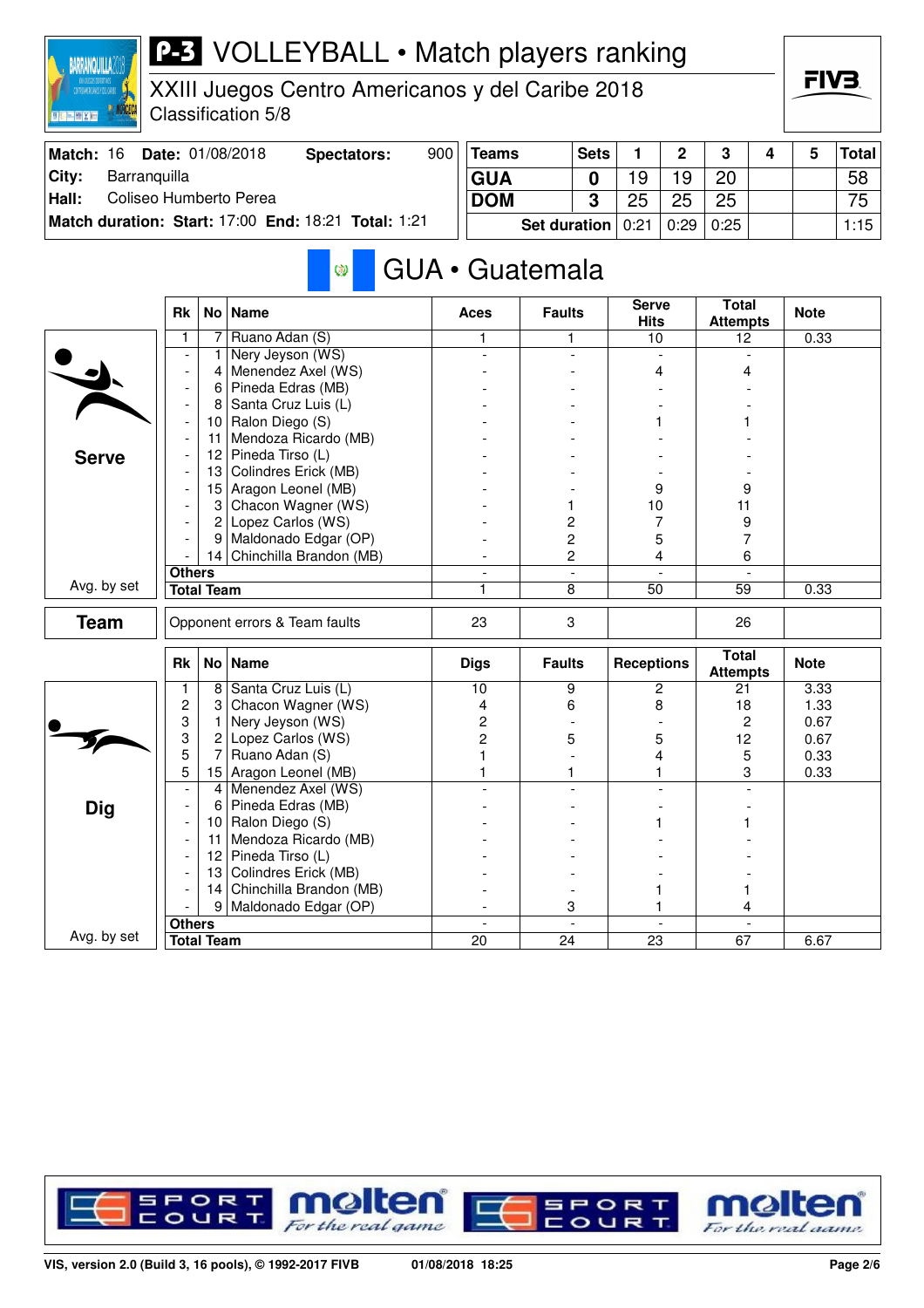# P-3 VOLLEYBALL • Match players ranking

XXIII Juegos Centro Americanos y del Caribe 2018

Classification 5/8

| Match: 16 | Date: 01/08/2018 | Spectators: 900 |
|---|---|---|
| City: | Barranquilla | |
| Hall: | Coliseo Humberto Perea | |
| Match duration: Start: 17:00 | End: 18:21 | Total: 1:21 |

| Teams | Sets | 1 | 2 | 3 | 4 | 5 | Total |
|---|---|---|---|---|---|---|---|
| GUA | 0 | 19 | 19 | 20 | | | 58 |
| DOM | 3 | 25 | 25 | 25 | | | 75 |
| Set duration | | 0:21 | 0:29 | 0:25 | | | 1:15 |

## GUA • Guatemala

### Serve

| Rk | No | Name | Aces | Faults | Serve Hits | Total Attempts | Note |
|---|---|---|---|---|---|---|---|
| 1 | 7 | Ruano Adan (S) | 1 | 1 | 10 | 12 | 0.33 |
| - | 1 | Nery Jeyson (WS) | - | - | - | - | |
| - | 4 | Menendez Axel (WS) | - | - | 4 | 4 | |
| - | 6 | Pineda Edras (MB) | - | - | - | - | |
| - | 8 | Santa Cruz Luis (L) | - | - | - | - | |
| - | 10 | Ralon Diego (S) | - | - | 1 | 1 | |
| - | 11 | Mendoza Ricardo (MB) | - | - | - | - | |
| - | 12 | Pineda Tirso (L) | - | - | - | - | |
| - | 13 | Colindres Erick (MB) | - | - | - | - | |
| - | 15 | Aragon Leonel (MB) | - | - | 9 | 9 | |
| - | 3 | Chacon Wagner (WS) | - | 1 | 10 | 11 | |
| - | 2 | Lopez Carlos (WS) | - | 2 | 7 | 9 | |
| - | 9 | Maldonado Edgar (OP) | - | 2 | 5 | 7 | |
| - | 14 | Chinchilla Brandon (MB) | - | 2 | 4 | 6 | |
| Others | | | - | - | - | - | |
| Total Team | | | 1 | 8 | 50 | 59 | 0.33 |

Avg. by set

### Team

| | Aces | Faults | Serve Hits | Total Attempts | Note |
|---|---|---|---|---|---|
| Opponent errors & Team faults | 23 | 3 | | 26 | |

### Dig

| Rk | No | Name | Digs | Faults | Receptions | Total Attempts | Note |
|---|---|---|---|---|---|---|---|
| 1 | 8 | Santa Cruz Luis (L) | 10 | 9 | 2 | 21 | 3.33 |
| 2 | 3 | Chacon Wagner (WS) | 4 | 6 | 8 | 18 | 1.33 |
| 3 | 1 | Nery Jeyson (WS) | 2 | - | - | 2 | 0.67 |
| 3 | 2 | Lopez Carlos (WS) | 2 | 5 | 5 | 12 | 0.67 |
| 5 | 7 | Ruano Adan (S) | 1 | - | 4 | 5 | 0.33 |
| 5 | 15 | Aragon Leonel (MB) | 1 | 1 | 1 | 3 | 0.33 |
| - | 4 | Menendez Axel (WS) | - | - | - | - | |
| - | 6 | Pineda Edras (MB) | - | - | - | - | |
| - | 10 | Ralon Diego (S) | - | - | 1 | 1 | |
| - | 11 | Mendoza Ricardo (MB) | - | - | - | - | |
| - | 12 | Pineda Tirso (L) | - | - | - | - | |
| - | 13 | Colindres Erick (MB) | - | - | - | - | |
| - | 14 | Chinchilla Brandon (MB) | - | - | 1 | 1 | |
| - | 9 | Maldonado Edgar (OP) | - | 3 | 1 | 4 | |
| Others | | | - | - | - | - | |
| Total Team | | | 20 | 24 | 23 | 67 | 6.67 |

Avg. by set

VIS, version 2.0 (Build 3, 16 pools), © 1992-2017 FIVB    01/08/2018 18:25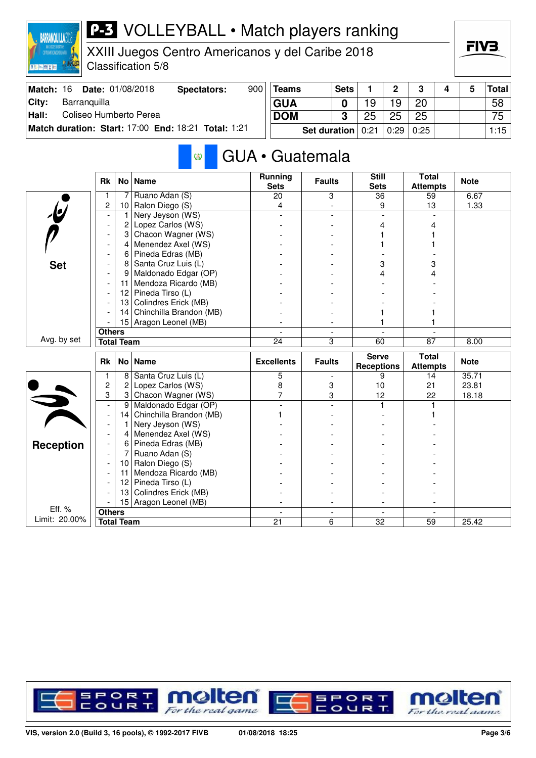# P-3 VOLLEYBALL • Match players ranking

XXIII Juegos Centro Americanos y del Caribe 2018
Classification 5/8

| Match: 16 | Date: 01/08/2018 | Spectators: | 900 |
|---|---|---|---|
| City: | Barranquilla | | |
| Hall: | Coliseo Humberto Perea | | |
| Match duration: | Start: 17:00 | End: 18:21 | Total: 1:21 |

| Teams | Sets | 1 | 2 | 3 | 4 | 5 | Total |
|---|---|---|---|---|---|---|---|
| GUA | 0 | 19 | 19 | 20 | | | 58 |
| DOM | 3 | 25 | 25 | 25 | | | 75 |
| Set duration | | 0:21 | 0:29 | 0:25 | | | 1:15 |

## GUA • Guatemala

### Set

| Rk | No | Name | Running Sets | Faults | Still Sets | Total Attempts | Note |
|---|---|---|---|---|---|---|---|
| 1 | 7 | Ruano Adan (S) | 20 | 3 | 36 | 59 | 6.67 |
| 2 | 10 | Ralon Diego (S) | 4 | - | 9 | 13 | 1.33 |
| - | 1 | Nery Jeyson (WS) | - | - | - | - | |
| - | 2 | Lopez Carlos (WS) | - | - | 4 | 4 | |
| - | 3 | Chacon Wagner (WS) | - | - | 1 | 1 | |
| - | 4 | Menendez Axel (WS) | - | - | 1 | 1 | |
| - | 6 | Pineda Edras (MB) | - | - | - | - | |
| - | 8 | Santa Cruz Luis (L) | - | - | 3 | 3 | |
| - | 9 | Maldonado Edgar (OP) | - | - | 4 | 4 | |
| - | 11 | Mendoza Ricardo (MB) | - | - | - | - | |
| - | 12 | Pineda Tirso (L) | - | - | - | - | |
| - | 13 | Colindres Erick (MB) | - | - | - | - | |
| - | 14 | Chinchilla Brandon (MB) | - | - | 1 | 1 | |
| - | 15 | Aragon Leonel (MB) | - | - | 1 | 1 | |
| Others | | | - | - | - | - | |
| Total Team | | | 24 | 3 | 60 | 87 | 8.00 |

Avg. by set

### Reception

| Rk | No | Name | Excellents | Faults | Serve Receptions | Total Attempts | Note |
|---|---|---|---|---|---|---|---|
| 1 | 8 | Santa Cruz Luis (L) | 5 | - | 9 | 14 | 35.71 |
| 2 | 2 | Lopez Carlos (WS) | 8 | 3 | 10 | 21 | 23.81 |
| 3 | 3 | Chacon Wagner (WS) | 7 | 3 | 12 | 22 | 18.18 |
| - | 9 | Maldonado Edgar (OP) | - | - | 1 | 1 | |
| - | 14 | Chinchilla Brandon (MB) | 1 | - | - | 1 | |
| - | 1 | Nery Jeyson (WS) | - | - | - | - | |
| - | 4 | Menendez Axel (WS) | - | - | - | - | |
| - | 6 | Pineda Edras (MB) | - | - | - | - | |
| - | 7 | Ruano Adan (S) | - | - | - | - | |
| - | 10 | Ralon Diego (S) | - | - | - | - | |
| - | 11 | Mendoza Ricardo (MB) | - | - | - | - | |
| - | 12 | Pineda Tirso (L) | - | - | - | - | |
| - | 13 | Colindres Erick (MB) | - | - | - | - | |
| - | 15 | Aragon Leonel (MB) | - | - | - | - | |
| Others | | | - | - | - | - | |
| Total Team | | | 21 | 6 | 32 | 59 | 25.42 |

Eff. %
Limit: 20.00%

VIS, version 2.0 (Build 3, 16 pools), © 1992-2017 FIVB — 01/08/2018 18:25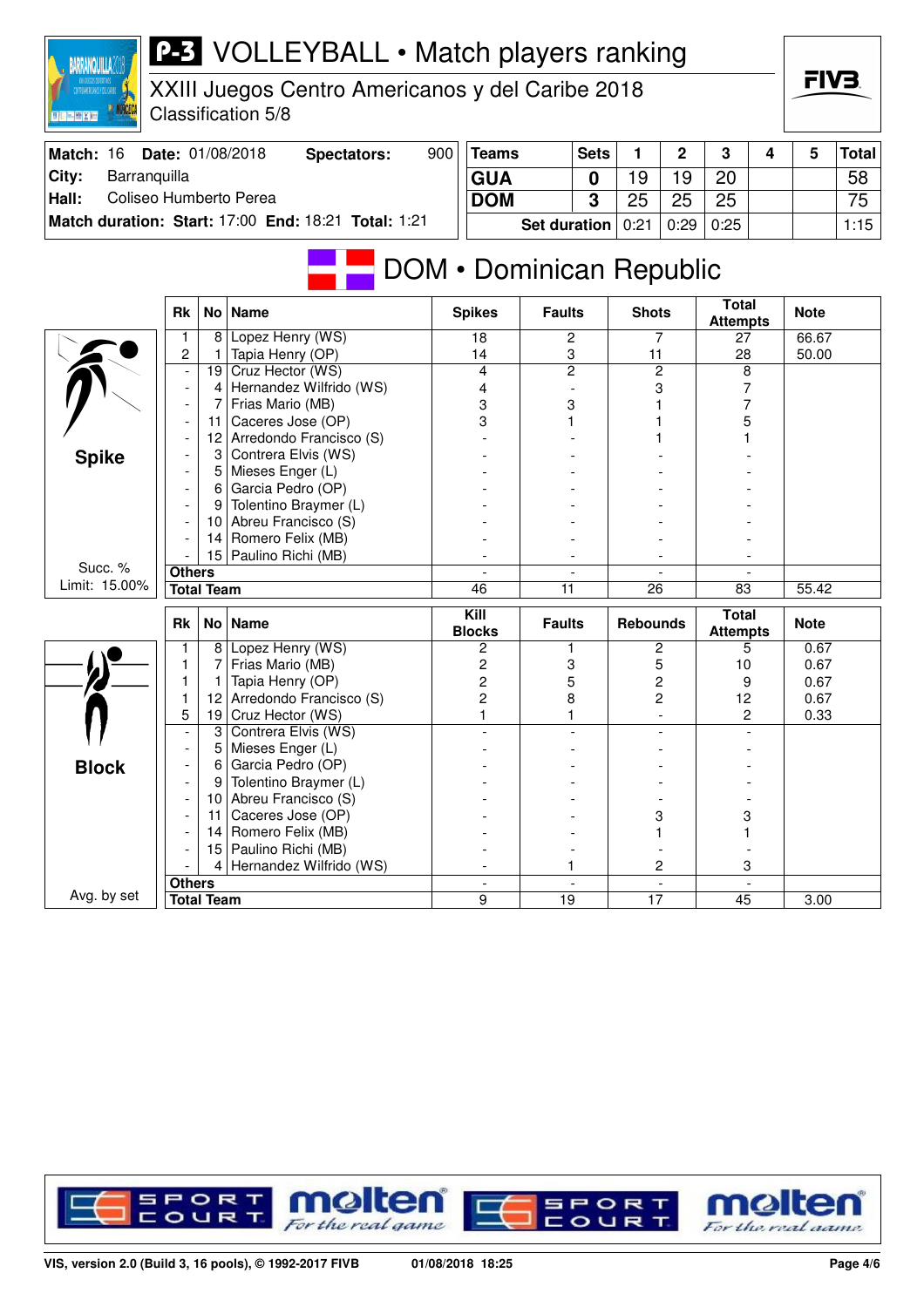# P-3 VOLLEYBALL • Match players ranking

XXIII Juegos Centro Americanos y del Caribe 2018
Classification 5/8

| Match: 16 | Date: 01/08/2018 | Spectators: | 900 |
|---|---|---|---|
| City: | Barranquilla | | |
| Hall: | Coliseo Humberto Perea | | |
| Match duration: | Start: 17:00 | End: 18:21 | Total: 1:21 |

| Teams | Sets | 1 | 2 | 3 | 4 | 5 | Total |
|---|---|---|---|---|---|---|---|
| GUA | 0 | 19 | 19 | 20 | | | 58 |
| DOM | 3 | 25 | 25 | 25 | | | 75 |
| Set duration | | 0:21 | 0:29 | 0:25 | | | 1:15 |

## DOM • Dominican Republic

### Spike

Succ. % Limit: 15.00%

| Rk | No | Name | Spikes | Faults | Shots | Total Attempts | Note |
|---|---|---|---|---|---|---|---|
| 1 | 8 | Lopez Henry (WS) | 18 | 2 | 7 | 27 | 66.67 |
| 2 | 1 | Tapia Henry (OP) | 14 | 3 | 11 | 28 | 50.00 |
| - | 19 | Cruz Hector (WS) | 4 | 2 | 2 | 8 | |
| - | 4 | Hernandez Wilfrido (WS) | 4 | - | 3 | 7 | |
| - | 7 | Frias Mario (MB) | 3 | 3 | 1 | 7 | |
| - | 11 | Caceres Jose (OP) | 3 | 1 | 1 | 5 | |
| - | 12 | Arredondo Francisco (S) | - | - | 1 | 1 | |
| - | 3 | Contrera Elvis (WS) | - | - | - | - | |
| - | 5 | Mieses Enger (L) | - | - | - | - | |
| - | 6 | Garcia Pedro (OP) | - | - | - | - | |
| - | 9 | Tolentino Braymer (L) | - | - | - | - | |
| - | 10 | Abreu Francisco (S) | - | - | - | - | |
| - | 14 | Romero Felix (MB) | - | - | - | - | |
| - | 15 | Paulino Richi (MB) | - | - | - | - | |
| Others | | | - | - | - | - | |
| Total Team | | | 46 | 11 | 26 | 83 | 55.42 |

### Block

Avg. by set

| Rk | No | Name | Kill Blocks | Faults | Rebounds | Total Attempts | Note |
|---|---|---|---|---|---|---|---|
| 1 | 8 | Lopez Henry (WS) | 2 | 1 | 2 | 5 | 0.67 |
| 1 | 7 | Frias Mario (MB) | 2 | 3 | 5 | 10 | 0.67 |
| 1 | 1 | Tapia Henry (OP) | 2 | 5 | 2 | 9 | 0.67 |
| 1 | 12 | Arredondo Francisco (S) | 2 | 8 | 2 | 12 | 0.67 |
| 5 | 19 | Cruz Hector (WS) | 1 | 1 | - | 2 | 0.33 |
| - | 3 | Contrera Elvis (WS) | - | - | - | - | |
| - | 5 | Mieses Enger (L) | - | - | - | - | |
| - | 6 | Garcia Pedro (OP) | - | - | - | - | |
| - | 9 | Tolentino Braymer (L) | - | - | - | - | |
| - | 10 | Abreu Francisco (S) | - | - | - | - | |
| - | 11 | Caceres Jose (OP) | - | - | 3 | 3 | |
| - | 14 | Romero Felix (MB) | - | - | 1 | 1 | |
| - | 15 | Paulino Richi (MB) | - | - | - | - | |
| - | 4 | Hernandez Wilfrido (WS) | - | 1 | 2 | 3 | |
| Others | | | - | - | - | - | |
| Total Team | | | 9 | 19 | 17 | 45 | 3.00 |

VIS, version 2.0 (Build 3, 16 pools), © 1992-2017 FIVB    01/08/2018 18:25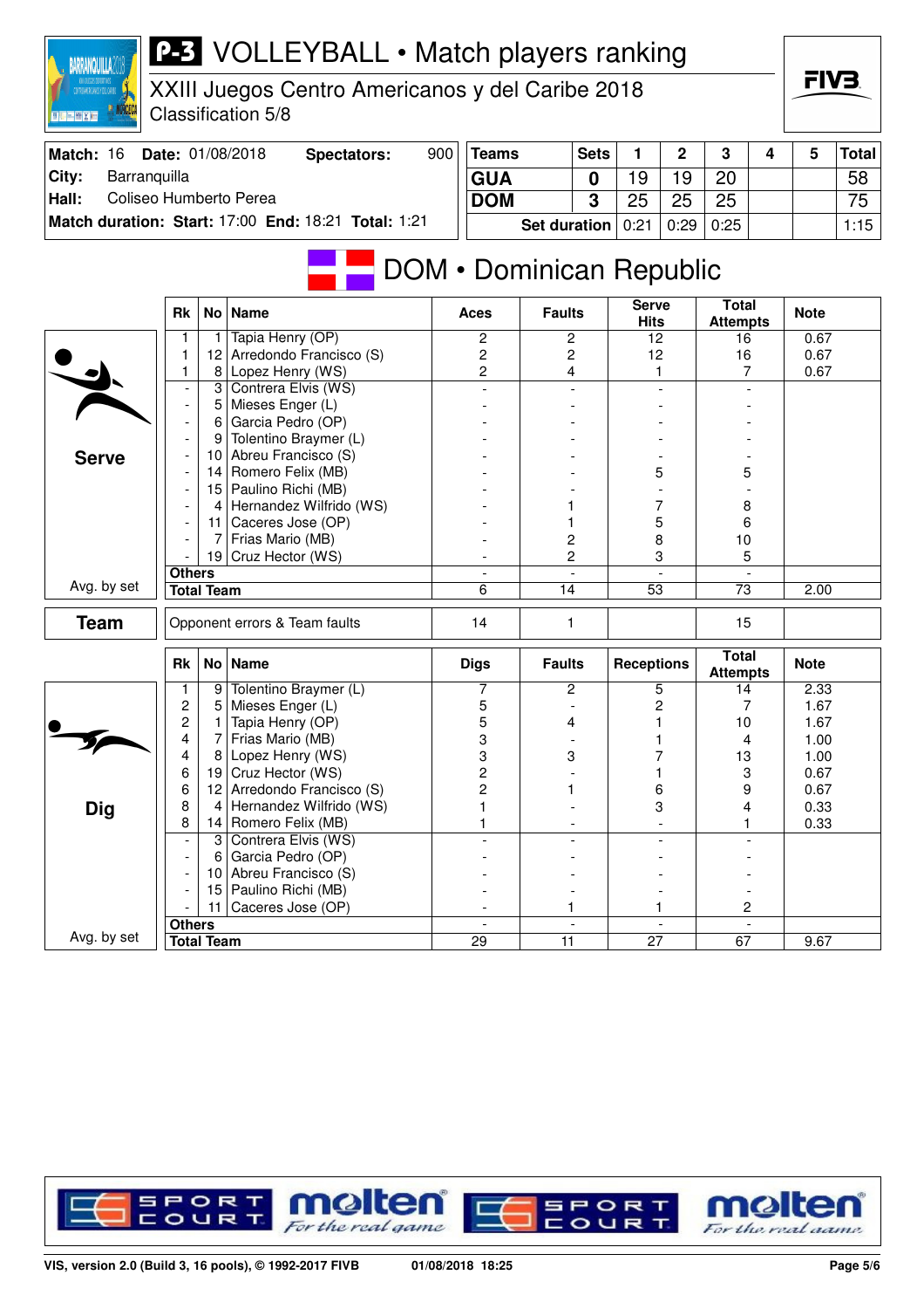# P-3 VOLLEYBALL • Match players ranking

XXIII Juegos Centro Americanos y del Caribe 2018

Classification 5/8

| Match: 16 | Date: 01/08/2018 | Spectators: | 900 |
|---|---|---|---|
| City: | Barranquilla | | |
| Hall: | Coliseo Humberto Perea | | |
| Match duration: | Start: 17:00 | End: 18:21 | Total: 1:21 |

| Teams | Sets | 1 | 2 | 3 | 4 | 5 | Total |
|---|---|---|---|---|---|---|---|
| GUA | 0 | 19 | 19 | 20 | | | 58 |
| DOM | 3 | 25 | 25 | 25 | | | 75 |
| Set duration | | 0:21 | 0:29 | 0:25 | | | 1:15 |

## DOM • Dominican Republic

### Serve

| Rk | No | Name | Aces | Faults | Serve Hits | Total Attempts | Note |
|---|---|---|---|---|---|---|---|
| 1 | 1 | Tapia Henry (OP) | 2 | 2 | 12 | 16 | 0.67 |
| 1 | 12 | Arredondo Francisco (S) | 2 | 2 | 12 | 16 | 0.67 |
| 1 | 8 | Lopez Henry (WS) | 2 | 4 | 1 | 7 | 0.67 |
| - | 3 | Contrera Elvis (WS) | - | - | - | - | |
| - | 5 | Mieses Enger (L) | - | - | - | - | |
| - | 6 | Garcia Pedro (OP) | - | - | - | - | |
| - | 9 | Tolentino Braymer (L) | - | - | - | - | |
| - | 10 | Abreu Francisco (S) | - | - | - | - | |
| - | 14 | Romero Felix (MB) | - | - | 5 | 5 | |
| - | 15 | Paulino Richi (MB) | - | - | - | - | |
| - | 4 | Hernandez Wilfrido (WS) | - | 1 | 7 | 8 | |
| - | 11 | Caceres Jose (OP) | - | 1 | 5 | 6 | |
| - | 7 | Frias Mario (MB) | - | 2 | 8 | 10 | |
| - | 19 | Cruz Hector (WS) | - | 2 | 3 | 5 | |
| Others | | | - | - | - | - | |
| Total Team (Avg. by set) | | | 6 | 14 | 53 | 73 | 2.00 |

### Team

| | Aces | Faults | Serve Hits | Total Attempts | Note |
|---|---|---|---|---|---|
| Opponent errors & Team faults | 14 | 1 | | 15 | |

### Dig

| Rk | No | Name | Digs | Faults | Receptions | Total Attempts | Note |
|---|---|---|---|---|---|---|---|
| 1 | 9 | Tolentino Braymer (L) | 7 | 2 | 5 | 14 | 2.33 |
| 2 | 5 | Mieses Enger (L) | 5 | - | 2 | 7 | 1.67 |
| 2 | 1 | Tapia Henry (OP) | 5 | 4 | 1 | 10 | 1.67 |
| 4 | 7 | Frias Mario (MB) | 3 | - | 1 | 4 | 1.00 |
| 4 | 8 | Lopez Henry (WS) | 3 | 3 | 7 | 13 | 1.00 |
| 6 | 19 | Cruz Hector (WS) | 2 | - | 1 | 3 | 0.67 |
| 6 | 12 | Arredondo Francisco (S) | 2 | 1 | 6 | 9 | 0.67 |
| 8 | 4 | Hernandez Wilfrido (WS) | 1 | - | 3 | 4 | 0.33 |
| 8 | 14 | Romero Felix (MB) | 1 | - | - | 1 | 0.33 |
| - | 3 | Contrera Elvis (WS) | - | - | - | - | |
| - | 6 | Garcia Pedro (OP) | - | - | - | - | |
| - | 10 | Abreu Francisco (S) | - | - | - | - | |
| - | 15 | Paulino Richi (MB) | - | - | - | - | |
| - | 11 | Caceres Jose (OP) | - | 1 | 1 | 2 | |
| Others | | | - | - | - | - | |
| Total Team (Avg. by set) | | | 29 | 11 | 27 | 67 | 9.67 |

VIS, version 2.0 (Build 3, 16 pools), © 1992-2017 FIVB — 01/08/2018 18:25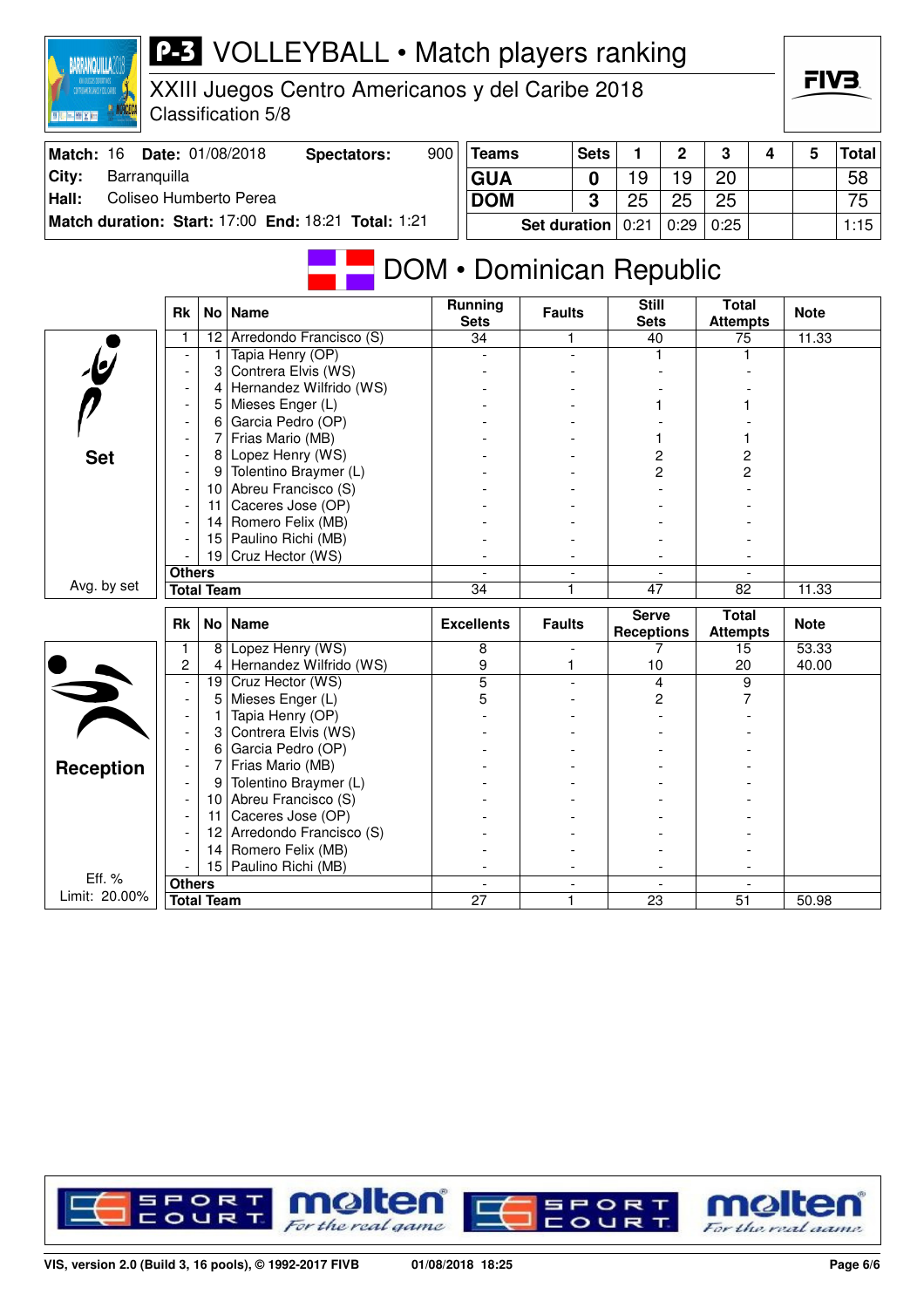# P-3 VOLLEYBALL • Match players ranking

XXIII Juegos Centro Americanos y del Caribe 2018
Classification 5/8

| | | | |
|---|---|---|---|
| **Match:** 16 | **Date:** 01/08/2018 | **Spectators:** | 900 |
| **City:** | Barranquilla | | |
| **Hall:** | Coliseo Humberto Perea | | |
| **Match duration: Start:** 17:00 | **End:** 18:21 | **Total:** 1:21 | |

| Teams | Sets | 1 | 2 | 3 | 4 | 5 | Total |
|---|---|---|---|---|---|---|---|
| GUA | 0 | 19 | 19 | 20 | | | 58 |
| DOM | 3 | 25 | 25 | 25 | | | 75 |
| Set duration | | 0:21 | 0:29 | 0:25 | | | 1:15 |

## DOM • Dominican Republic

### Set

| Rk | No | Name | Running Sets | Faults | Still Sets | Total Attempts | Note |
|---|---|---|---|---|---|---|---|
| 1 | 12 | Arredondo Francisco (S) | 34 | 1 | 40 | 75 | 11.33 |
| - | 1 | Tapia Henry (OP) | - | - | 1 | 1 | |
| - | 3 | Contrera Elvis (WS) | - | - | - | - | |
| - | 4 | Hernandez Wilfrido (WS) | - | - | - | - | |
| - | 5 | Mieses Enger (L) | - | - | 1 | 1 | |
| - | 6 | Garcia Pedro (OP) | - | - | - | - | |
| - | 7 | Frias Mario (MB) | - | - | 1 | 1 | |
| - | 8 | Lopez Henry (WS) | - | - | 2 | 2 | |
| - | 9 | Tolentino Braymer (L) | - | - | 2 | 2 | |
| - | 10 | Abreu Francisco (S) | - | - | - | - | |
| - | 11 | Caceres Jose (OP) | - | - | - | - | |
| - | 14 | Romero Felix (MB) | - | - | - | - | |
| - | 15 | Paulino Richi (MB) | - | - | - | - | |
| - | 19 | Cruz Hector (WS) | - | - | - | - | |
| Others | | | - | - | - | - | |
| Total Team | | | 34 | 1 | 47 | 82 | 11.33 |

Avg. by set

### Reception

| Rk | No | Name | Excellents | Faults | Serve Receptions | Total Attempts | Note |
|---|---|---|---|---|---|---|---|
| 1 | 8 | Lopez Henry (WS) | 8 | - | 7 | 15 | 53.33 |
| 2 | 4 | Hernandez Wilfrido (WS) | 9 | 1 | 10 | 20 | 40.00 |
| - | 19 | Cruz Hector (WS) | 5 | - | 4 | 9 | |
| - | 5 | Mieses Enger (L) | 5 | - | 2 | 7 | |
| - | 1 | Tapia Henry (OP) | - | - | - | - | |
| - | 3 | Contrera Elvis (WS) | - | - | - | - | |
| - | 6 | Garcia Pedro (OP) | - | - | - | - | |
| - | 7 | Frias Mario (MB) | - | - | - | - | |
| - | 9 | Tolentino Braymer (L) | - | - | - | - | |
| - | 10 | Abreu Francisco (S) | - | - | - | - | |
| - | 11 | Caceres Jose (OP) | - | - | - | - | |
| - | 12 | Arredondo Francisco (S) | - | - | - | - | |
| - | 14 | Romero Felix (MB) | - | - | - | - | |
| - | 15 | Paulino Richi (MB) | - | - | - | - | |
| Others | | | - | - | - | - | |
| Total Team | | | 27 | 1 | 23 | 51 | 50.98 |

Eff. %
Limit: 20.00%

VIS, version 2.0 (Build 3, 16 pools), © 1992-2017 FIVB    01/08/2018 18:25